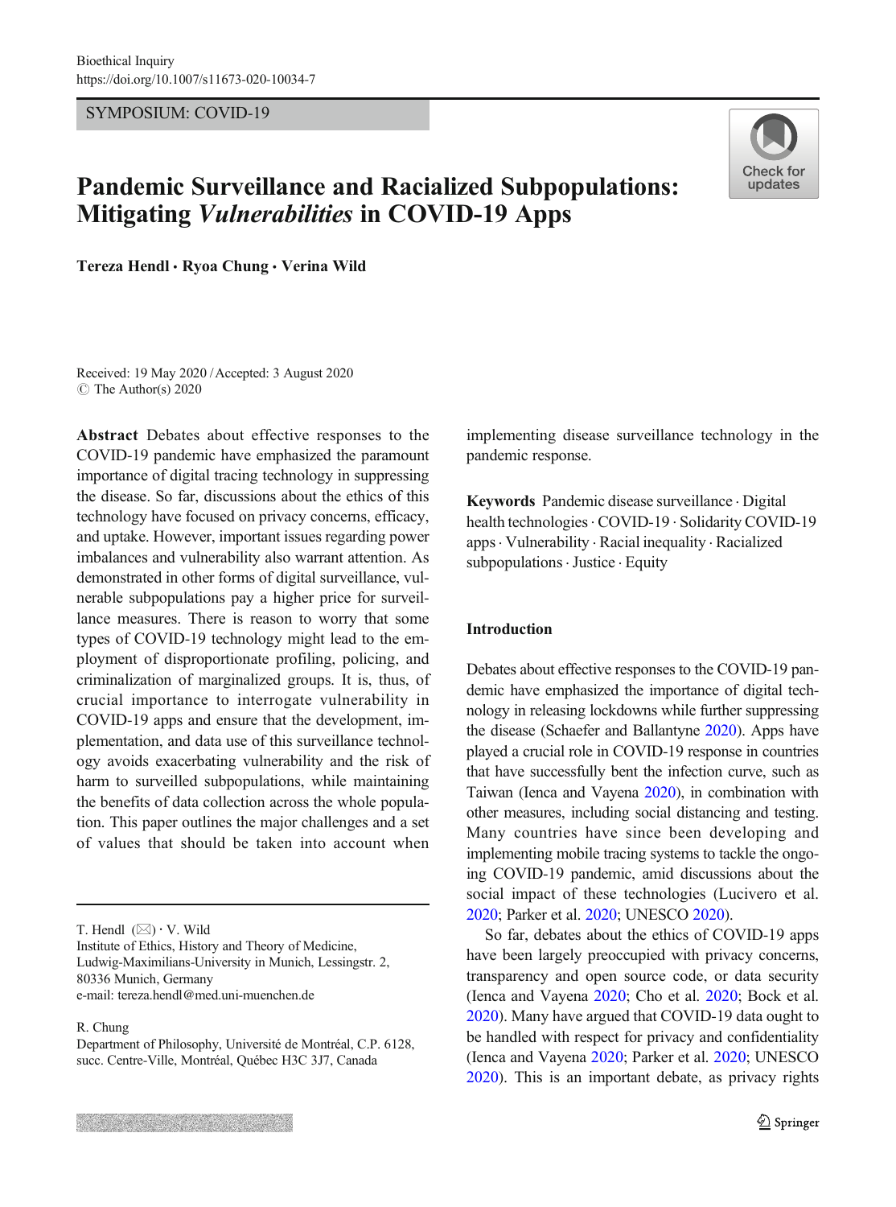SYMPOSIUM: COVID-19

# Pandemic Surveillance and Racialized Subpopulations: Mitigating *Vulnerabilities* in COVID-19 Apps

**Tereza Hendl · Ryoa Chung · Verina Wild**

Received: 19 May 2020 / Accepted: 3 August 2020
© The Author(s) 2020

**Abstract** Debates about effective responses to the COVID-19 pandemic have emphasized the paramount importance of digital tracing technology in suppressing the disease. So far, discussions about the ethics of this technology have focused on privacy concerns, efficacy, and uptake. However, important issues regarding power imbalances and vulnerability also warrant attention. As demonstrated in other forms of digital surveillance, vulnerable subpopulations pay a higher price for surveillance measures. There is reason to worry that some types of COVID-19 technology might lead to the employment of disproportionate profiling, policing, and criminalization of marginalized groups. It is, thus, of crucial importance to interrogate vulnerability in COVID-19 apps and ensure that the development, implementation, and data use of this surveillance technology avoids exacerbating vulnerability and the risk of harm to surveilled subpopulations, while maintaining the benefits of data collection across the whole population. This paper outlines the major challenges and a set of values that should be taken into account when implementing disease surveillance technology in the pandemic response.

**Keywords** Pandemic disease surveillance · Digital health technologies · COVID-19 · Solidarity COVID-19 apps · Vulnerability · Racial inequality · Racialized subpopulations · Justice · Equity

T. Hendl (✉) · V. Wild
Institute of Ethics, History and Theory of Medicine, Ludwig-Maximilians-University in Munich, Lessingstr. 2, 80336 Munich, Germany
e-mail: tereza.hendl@med.uni-muenchen.de

R. Chung
Department of Philosophy, Université de Montréal, C.P. 6128, succ. Centre-Ville, Montréal, Québec H3C 3J7, Canada

## Introduction

Debates about effective responses to the COVID-19 pandemic have emphasized the importance of digital technology in releasing lockdowns while further suppressing the disease (Schaefer and Ballantyne 2020). Apps have played a crucial role in COVID-19 response in countries that have successfully bent the infection curve, such as Taiwan (Ienca and Vayena 2020), in combination with other measures, including social distancing and testing. Many countries have since been developing and implementing mobile tracing systems to tackle the ongoing COVID-19 pandemic, amid discussions about the social impact of these technologies (Lucivero et al. 2020; Parker et al. 2020; UNESCO 2020).

So far, debates about the ethics of COVID-19 apps have been largely preoccupied with privacy concerns, transparency and open source code, or data security (Ienca and Vayena 2020; Cho et al. 2020; Bock et al. 2020). Many have argued that COVID-19 data ought to be handled with respect for privacy and confidentiality (Ienca and Vayena 2020; Parker et al. 2020; UNESCO 2020). This is an important debate, as privacy rights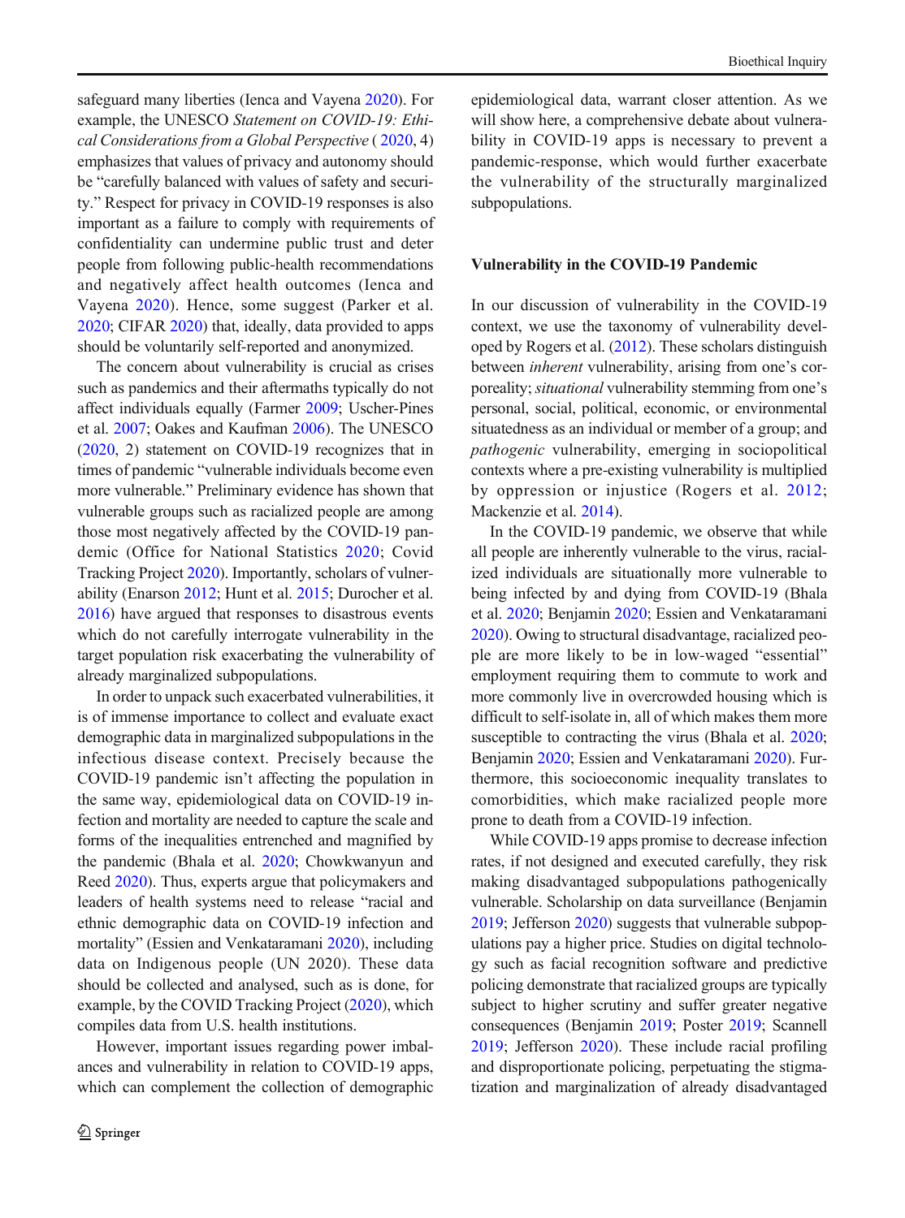safeguard many liberties (Ienca and Vayena 2020). For example, the UNESCO *Statement on COVID-19: Ethical Considerations from a Global Perspective* ( 2020, 4) emphasizes that values of privacy and autonomy should be "carefully balanced with values of safety and security." Respect for privacy in COVID-19 responses is also important as a failure to comply with requirements of confidentiality can undermine public trust and deter people from following public-health recommendations and negatively affect health outcomes (Ienca and Vayena 2020). Hence, some suggest (Parker et al. 2020; CIFAR 2020) that, ideally, data provided to apps should be voluntarily self-reported and anonymized.

The concern about vulnerability is crucial as crises such as pandemics and their aftermaths typically do not affect individuals equally (Farmer 2009; Uscher-Pines et al. 2007; Oakes and Kaufman 2006). The UNESCO (2020, 2) statement on COVID-19 recognizes that in times of pandemic "vulnerable individuals become even more vulnerable." Preliminary evidence has shown that vulnerable groups such as racialized people are among those most negatively affected by the COVID-19 pandemic (Office for National Statistics 2020; Covid Tracking Project 2020). Importantly, scholars of vulnerability (Enarson 2012; Hunt et al. 2015; Durocher et al. 2016) have argued that responses to disastrous events which do not carefully interrogate vulnerability in the target population risk exacerbating the vulnerability of already marginalized subpopulations.

In order to unpack such exacerbated vulnerabilities, it is of immense importance to collect and evaluate exact demographic data in marginalized subpopulations in the infectious disease context. Precisely because the COVID-19 pandemic isn't affecting the population in the same way, epidemiological data on COVID-19 infection and mortality are needed to capture the scale and forms of the inequalities entrenched and magnified by the pandemic (Bhala et al. 2020; Chowkwanyun and Reed 2020). Thus, experts argue that policymakers and leaders of health systems need to release "racial and ethnic demographic data on COVID-19 infection and mortality" (Essien and Venkataramani 2020), including data on Indigenous people (UN 2020). These data should be collected and analysed, such as is done, for example, by the COVID Tracking Project (2020), which compiles data from U.S. health institutions.

However, important issues regarding power imbalances and vulnerability in relation to COVID-19 apps, which can complement the collection of demographic epidemiological data, warrant closer attention. As we will show here, a comprehensive debate about vulnerability in COVID-19 apps is necessary to prevent a pandemic-response, which would further exacerbate the vulnerability of the structurally marginalized subpopulations.

### Vulnerability in the COVID-19 Pandemic

In our discussion of vulnerability in the COVID-19 context, we use the taxonomy of vulnerability developed by Rogers et al. (2012). These scholars distinguish between *inherent* vulnerability, arising from one's corporeality; *situational* vulnerability stemming from one's personal, social, political, economic, or environmental situatedness as an individual or member of a group; and *pathogenic* vulnerability, emerging in sociopolitical contexts where a pre-existing vulnerability is multiplied by oppression or injustice (Rogers et al. 2012; Mackenzie et al. 2014).

In the COVID-19 pandemic, we observe that while all people are inherently vulnerable to the virus, racialized individuals are situationally more vulnerable to being infected by and dying from COVID-19 (Bhala et al. 2020; Benjamin 2020; Essien and Venkataramani 2020). Owing to structural disadvantage, racialized people are more likely to be in low-waged "essential" employment requiring them to commute to work and more commonly live in overcrowded housing which is difficult to self-isolate in, all of which makes them more susceptible to contracting the virus (Bhala et al. 2020; Benjamin 2020; Essien and Venkataramani 2020). Furthermore, this socioeconomic inequality translates to comorbidities, which make racialized people more prone to death from a COVID-19 infection.

While COVID-19 apps promise to decrease infection rates, if not designed and executed carefully, they risk making disadvantaged subpopulations pathogenically vulnerable. Scholarship on data surveillance (Benjamin 2019; Jefferson 2020) suggests that vulnerable subpopulations pay a higher price. Studies on digital technology such as facial recognition software and predictive policing demonstrate that racialized groups are typically subject to higher scrutiny and suffer greater negative consequences (Benjamin 2019; Poster 2019; Scannell 2019; Jefferson 2020). These include racial profiling and disproportionate policing, perpetuating the stigmatization and marginalization of already disadvantaged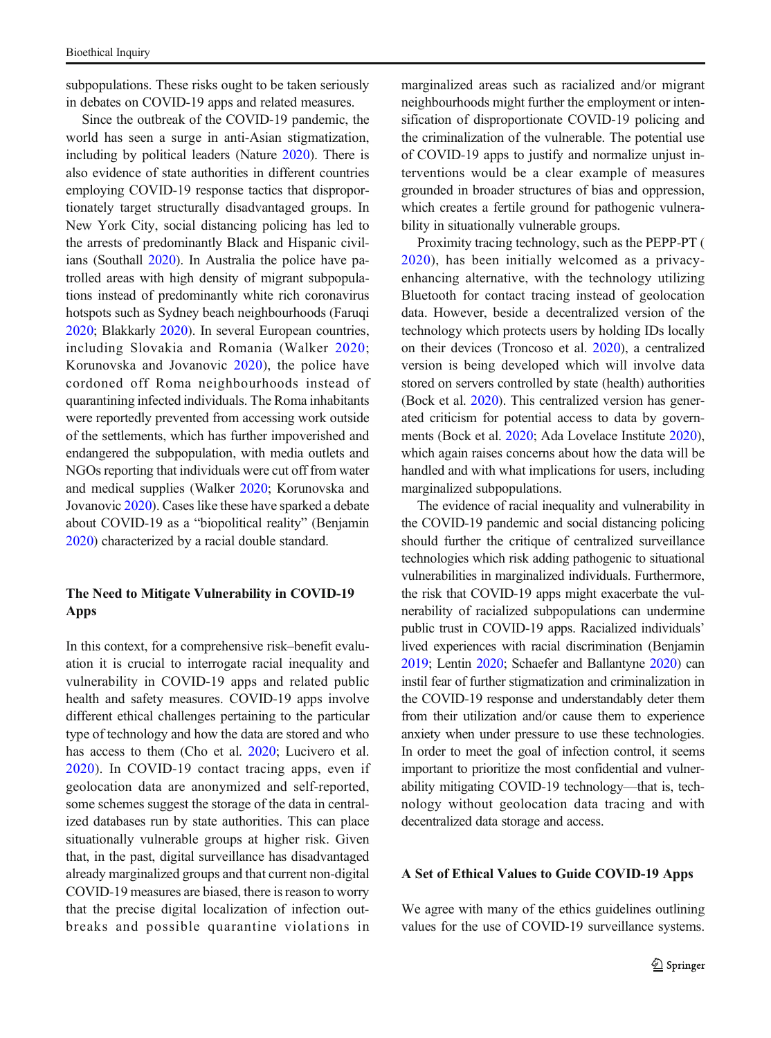subpopulations. These risks ought to be taken seriously in debates on COVID-19 apps and related measures.

Since the outbreak of the COVID-19 pandemic, the world has seen a surge in anti-Asian stigmatization, including by political leaders (Nature 2020). There is also evidence of state authorities in different countries employing COVID-19 response tactics that disproportionately target structurally disadvantaged groups. In New York City, social distancing policing has led to the arrests of predominantly Black and Hispanic civilians (Southall 2020). In Australia the police have patrolled areas with high density of migrant subpopulations instead of predominantly white rich coronavirus hotspots such as Sydney beach neighbourhoods (Faruqi 2020; Blakkarly 2020). In several European countries, including Slovakia and Romania (Walker 2020; Korunovska and Jovanovic 2020), the police have cordoned off Roma neighbourhoods instead of quarantining infected individuals. The Roma inhabitants were reportedly prevented from accessing work outside of the settlements, which has further impoverished and endangered the subpopulation, with media outlets and NGOs reporting that individuals were cut off from water and medical supplies (Walker 2020; Korunovska and Jovanovic 2020). Cases like these have sparked a debate about COVID-19 as a "biopolitical reality" (Benjamin 2020) characterized by a racial double standard.

## The Need to Mitigate Vulnerability in COVID-19 Apps

In this context, for a comprehensive risk–benefit evaluation it is crucial to interrogate racial inequality and vulnerability in COVID-19 apps and related public health and safety measures. COVID-19 apps involve different ethical challenges pertaining to the particular type of technology and how the data are stored and who has access to them (Cho et al. 2020; Lucivero et al. 2020). In COVID-19 contact tracing apps, even if geolocation data are anonymized and self-reported, some schemes suggest the storage of the data in centralized databases run by state authorities. This can place situationally vulnerable groups at higher risk. Given that, in the past, digital surveillance has disadvantaged already marginalized groups and that current non-digital COVID-19 measures are biased, there is reason to worry that the precise digital localization of infection outbreaks and possible quarantine violations in marginalized areas such as racialized and/or migrant neighbourhoods might further the employment or intensification of disproportionate COVID-19 policing and the criminalization of the vulnerable. The potential use of COVID-19 apps to justify and normalize unjust interventions would be a clear example of measures grounded in broader structures of bias and oppression, which creates a fertile ground for pathogenic vulnerability in situationally vulnerable groups.

Proximity tracing technology, such as the PEPP-PT (2020), has been initially welcomed as a privacy-enhancing alternative, with the technology utilizing Bluetooth for contact tracing instead of geolocation data. However, beside a decentralized version of the technology which protects users by holding IDs locally on their devices (Troncoso et al. 2020), a centralized version is being developed which will involve data stored on servers controlled by state (health) authorities (Bock et al. 2020). This centralized version has generated criticism for potential access to data by governments (Bock et al. 2020; Ada Lovelace Institute 2020), which again raises concerns about how the data will be handled and with what implications for users, including marginalized subpopulations.

The evidence of racial inequality and vulnerability in the COVID-19 pandemic and social distancing policing should further the critique of centralized surveillance technologies which risk adding pathogenic to situational vulnerabilities in marginalized individuals. Furthermore, the risk that COVID-19 apps might exacerbate the vulnerability of racialized subpopulations can undermine public trust in COVID-19 apps. Racialized individuals' lived experiences with racial discrimination (Benjamin 2019; Lentin 2020; Schaefer and Ballantyne 2020) can instil fear of further stigmatization and criminalization in the COVID-19 response and understandably deter them from their utilization and/or cause them to experience anxiety when under pressure to use these technologies. In order to meet the goal of infection control, it seems important to prioritize the most confidential and vulnerability mitigating COVID-19 technology—that is, technology without geolocation data tracing and with decentralized data storage and access.

## A Set of Ethical Values to Guide COVID-19 Apps

We agree with many of the ethics guidelines outlining values for the use of COVID-19 surveillance systems.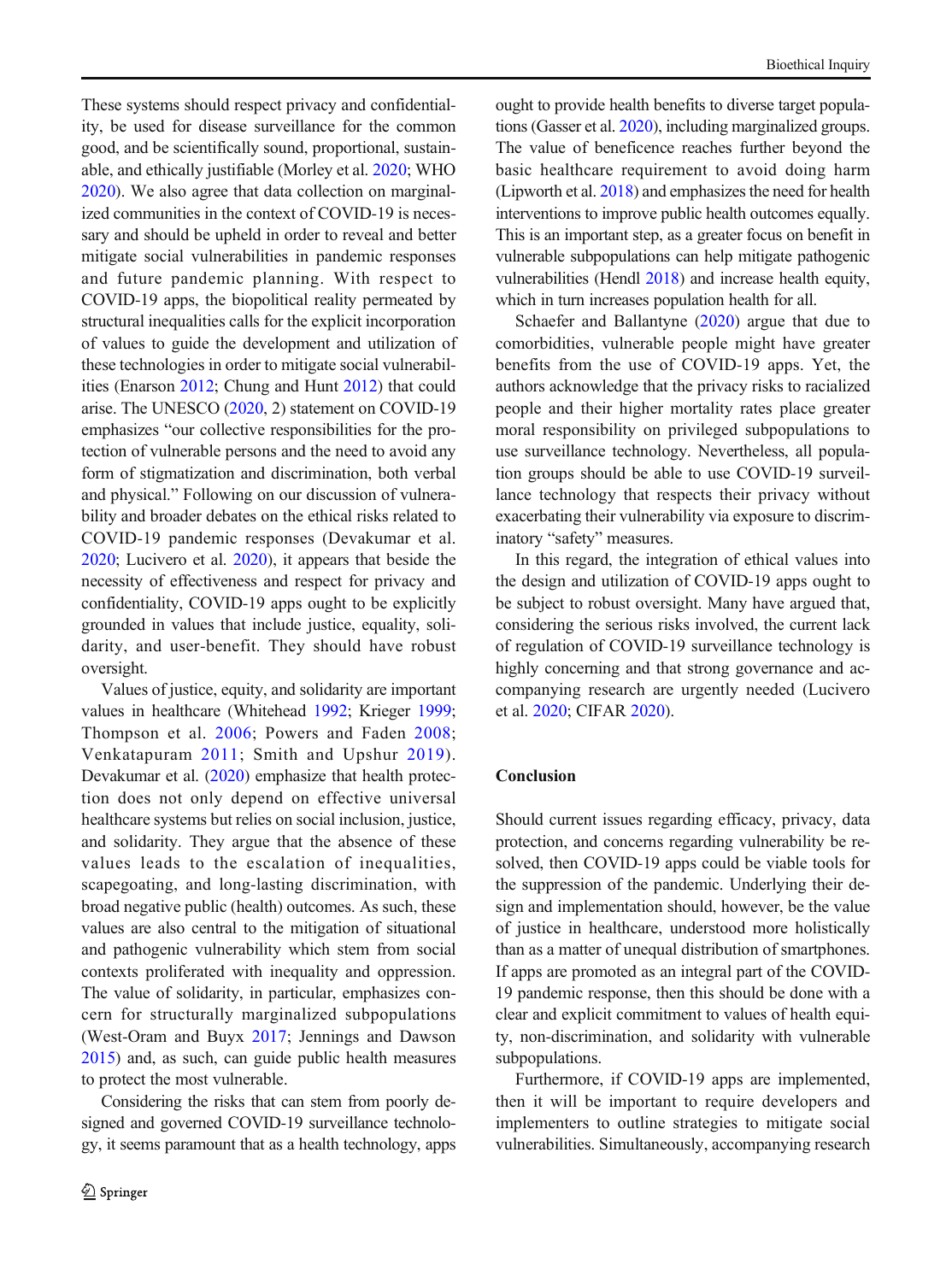These systems should respect privacy and confidentiality, be used for disease surveillance for the common good, and be scientifically sound, proportional, sustainable, and ethically justifiable (Morley et al. 2020; WHO 2020). We also agree that data collection on marginalized communities in the context of COVID-19 is necessary and should be upheld in order to reveal and better mitigate social vulnerabilities in pandemic responses and future pandemic planning. With respect to COVID-19 apps, the biopolitical reality permeated by structural inequalities calls for the explicit incorporation of values to guide the development and utilization of these technologies in order to mitigate social vulnerabilities (Enarson 2012; Chung and Hunt 2012) that could arise. The UNESCO (2020, 2) statement on COVID-19 emphasizes "our collective responsibilities for the protection of vulnerable persons and the need to avoid any form of stigmatization and discrimination, both verbal and physical." Following on our discussion of vulnerability and broader debates on the ethical risks related to COVID-19 pandemic responses (Devakumar et al. 2020; Lucivero et al. 2020), it appears that beside the necessity of effectiveness and respect for privacy and confidentiality, COVID-19 apps ought to be explicitly grounded in values that include justice, equality, solidarity, and user-benefit. They should have robust oversight.

Values of justice, equity, and solidarity are important values in healthcare (Whitehead 1992; Krieger 1999; Thompson et al. 2006; Powers and Faden 2008; Venkatapuram 2011; Smith and Upshur 2019). Devakumar et al. (2020) emphasize that health protection does not only depend on effective universal healthcare systems but relies on social inclusion, justice, and solidarity. They argue that the absence of these values leads to the escalation of inequalities, scapegoating, and long-lasting discrimination, with broad negative public (health) outcomes. As such, these values are also central to the mitigation of situational and pathogenic vulnerability which stem from social contexts proliferated with inequality and oppression. The value of solidarity, in particular, emphasizes concern for structurally marginalized subpopulations (West-Oram and Buyx 2017; Jennings and Dawson 2015) and, as such, can guide public health measures to protect the most vulnerable.

Considering the risks that can stem from poorly designed and governed COVID-19 surveillance technology, it seems paramount that as a health technology, apps ought to provide health benefits to diverse target populations (Gasser et al. 2020), including marginalized groups. The value of beneficence reaches further beyond the basic healthcare requirement to avoid doing harm (Lipworth et al. 2018) and emphasizes the need for health interventions to improve public health outcomes equally. This is an important step, as a greater focus on benefit in vulnerable subpopulations can help mitigate pathogenic vulnerabilities (Hendl 2018) and increase health equity, which in turn increases population health for all.

Schaefer and Ballantyne (2020) argue that due to comorbidities, vulnerable people might have greater benefits from the use of COVID-19 apps. Yet, the authors acknowledge that the privacy risks to racialized people and their higher mortality rates place greater moral responsibility on privileged subpopulations to use surveillance technology. Nevertheless, all population groups should be able to use COVID-19 surveillance technology that respects their privacy without exacerbating their vulnerability via exposure to discriminatory "safety" measures.

In this regard, the integration of ethical values into the design and utilization of COVID-19 apps ought to be subject to robust oversight. Many have argued that, considering the serious risks involved, the current lack of regulation of COVID-19 surveillance technology is highly concerning and that strong governance and accompanying research are urgently needed (Lucivero et al. 2020; CIFAR 2020).

## Conclusion

Should current issues regarding efficacy, privacy, data protection, and concerns regarding vulnerability be resolved, then COVID-19 apps could be viable tools for the suppression of the pandemic. Underlying their design and implementation should, however, be the value of justice in healthcare, understood more holistically than as a matter of unequal distribution of smartphones. If apps are promoted as an integral part of the COVID-19 pandemic response, then this should be done with a clear and explicit commitment to values of health equity, non-discrimination, and solidarity with vulnerable subpopulations.

Furthermore, if COVID-19 apps are implemented, then it will be important to require developers and implementers to outline strategies to mitigate social vulnerabilities. Simultaneously, accompanying research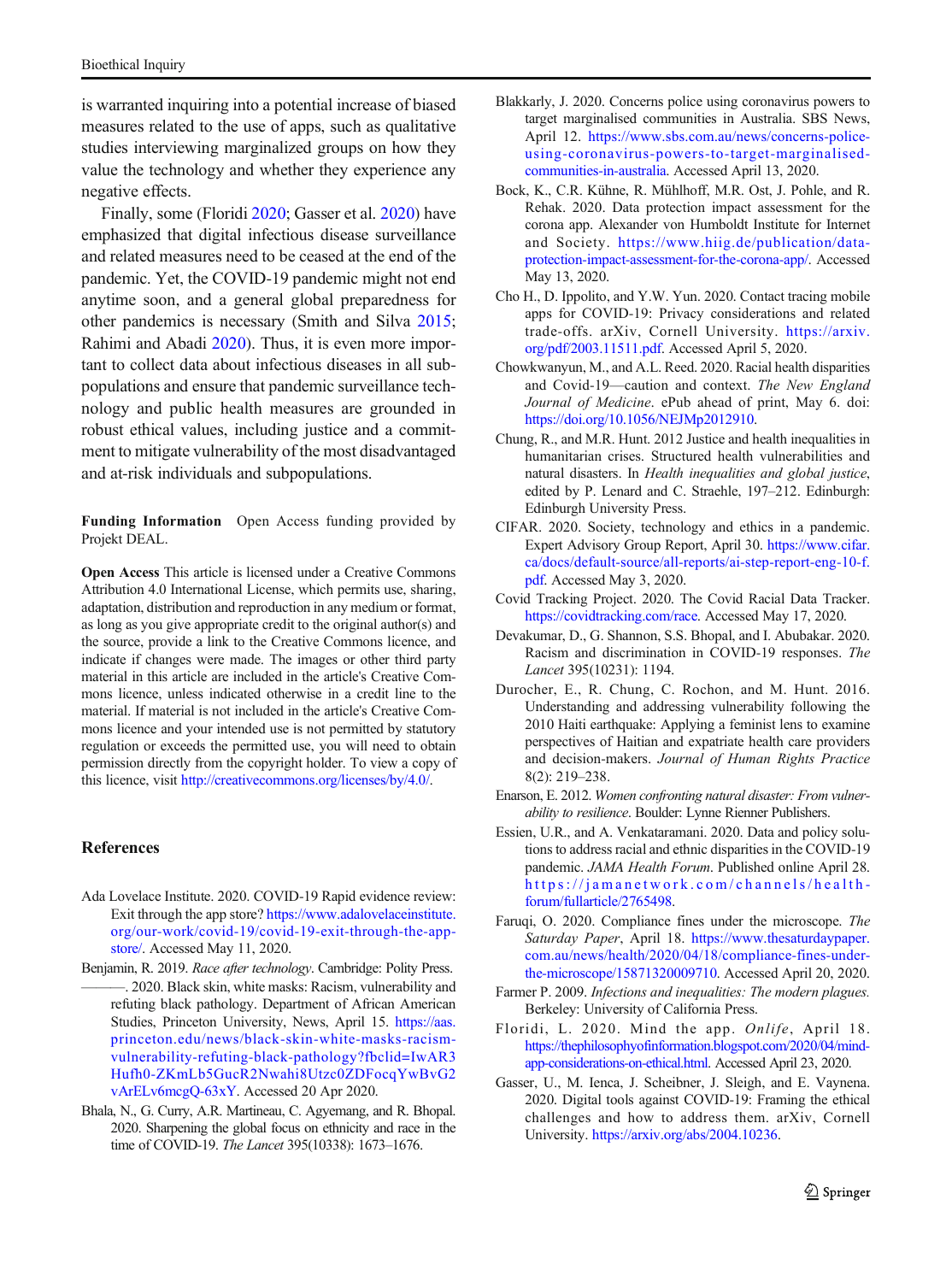is warranted inquiring into a potential increase of biased measures related to the use of apps, such as qualitative studies interviewing marginalized groups on how they value the technology and whether they experience any negative effects.

Finally, some (Floridi 2020; Gasser et al. 2020) have emphasized that digital infectious disease surveillance and related measures need to be ceased at the end of the pandemic. Yet, the COVID-19 pandemic might not end anytime soon, and a general global preparedness for other pandemics is necessary (Smith and Silva 2015; Rahimi and Abadi 2020). Thus, it is even more important to collect data about infectious diseases in all subpopulations and ensure that pandemic surveillance technology and public health measures are grounded in robust ethical values, including justice and a commitment to mitigate vulnerability of the most disadvantaged and at-risk individuals and subpopulations.

**Funding Information** Open Access funding provided by Projekt DEAL.

**Open Access** This article is licensed under a Creative Commons Attribution 4.0 International License, which permits use, sharing, adaptation, distribution and reproduction in any medium or format, as long as you give appropriate credit to the original author(s) and the source, provide a link to the Creative Commons licence, and indicate if changes were made. The images or other third party material in this article are included in the article's Creative Commons licence, unless indicated otherwise in a credit line to the material. If material is not included in the article's Creative Commons licence and your intended use is not permitted by statutory regulation or exceeds the permitted use, you will need to obtain permission directly from the copyright holder. To view a copy of this licence, visit http://creativecommons.org/licenses/by/4.0/.

## References

Ada Lovelace Institute. 2020. COVID-19 Rapid evidence review: Exit through the app store? https://www.adalovelaceinstitute.org/our-work/covid-19/covid-19-exit-through-the-app-store/. Accessed May 11, 2020.

Benjamin, R. 2019. *Race after technology*. Cambridge: Polity Press.

———. 2020. Black skin, white masks: Racism, vulnerability and refuting black pathology. Department of African American Studies, Princeton University, News, April 15. https://aas.princeton.edu/news/black-skin-white-masks-racism-vulnerability-refuting-black-pathology?fbclid=IwAR3Hufh0-ZKmLb5GucR2Nwahi8Utzc0ZDFocqYwBvG2vArELv6mcgQ-63xY. Accessed 20 Apr 2020.

Bhala, N., G. Curry, A.R. Martineau, C. Agyemang, and R. Bhopal. 2020. Sharpening the global focus on ethnicity and race in the time of COVID-19. *The Lancet* 395(10338): 1673–1676.

Blakkarly, J. 2020. Concerns police using coronavirus powers to target marginalised communities in Australia. SBS News, April 12. https://www.sbs.com.au/news/concerns-police-using-coronavirus-powers-to-target-marginalised-communities-in-australia. Accessed April 13, 2020.

Bock, K., C.R. Kühne, R. Mühlhoff, M.R. Ost, J. Pohle, and R. Rehak. 2020. Data protection impact assessment for the corona app. Alexander von Humboldt Institute for Internet and Society. https://www.hiig.de/publication/data-protection-impact-assessment-for-the-corona-app/. Accessed May 13, 2020.

Cho H., D. Ippolito, and Y.W. Yun. 2020. Contact tracing mobile apps for COVID-19: Privacy considerations and related trade-offs. arXiv, Cornell University. https://arxiv.org/pdf/2003.11511.pdf. Accessed April 5, 2020.

Chowkwanyun, M., and A.L. Reed. 2020. Racial health disparities and Covid-19—caution and context. *The New England Journal of Medicine*. ePub ahead of print, May 6. doi: https://doi.org/10.1056/NEJMp2012910.

Chung, R., and M.R. Hunt. 2012 Justice and health inequalities in humanitarian crises. Structured health vulnerabilities and natural disasters. In *Health inequalities and global justice*, edited by P. Lenard and C. Straehle, 197–212. Edinburgh: Edinburgh University Press.

CIFAR. 2020. Society, technology and ethics in a pandemic. Expert Advisory Group Report, April 30. https://www.cifar.ca/docs/default-source/all-reports/ai-step-report-eng-10-f.pdf. Accessed May 3, 2020.

Covid Tracking Project. 2020. The Covid Racial Data Tracker. https://covidtracking.com/race. Accessed May 17, 2020.

Devakumar, D., G. Shannon, S.S. Bhopal, and I. Abubakar. 2020. Racism and discrimination in COVID-19 responses. *The Lancet* 395(10231): 1194.

Durocher, E., R. Chung, C. Rochon, and M. Hunt. 2016. Understanding and addressing vulnerability following the 2010 Haiti earthquake: Applying a feminist lens to examine perspectives of Haitian and expatriate health care providers and decision-makers. *Journal of Human Rights Practice* 8(2): 219–238.

Enarson, E. 2012. *Women confronting natural disaster: From vulnerability to resilience*. Boulder: Lynne Rienner Publishers.

Essien, U.R., and A. Venkataramani. 2020. Data and policy solutions to address racial and ethnic disparities in the COVID-19 pandemic. *JAMA Health Forum*. Published online April 28. https://jamanetwork.com/channels/health-forum/fullarticle/2765498.

Faruqi, O. 2020. Compliance fines under the microscope. *The Saturday Paper*, April 18. https://www.thesaturdaypaper.com.au/news/health/2020/04/18/compliance-fines-under-the-microscope/15871320009710. Accessed April 20, 2020.

Farmer P. 2009. *Infections and inequalities: The modern plagues.* Berkeley: University of California Press.

Floridi, L. 2020. Mind the app. *Onlife*, April 18. https://thephilosophyofinformation.blogspot.com/2020/04/mind-app-considerations-on-ethical.html. Accessed April 23, 2020.

Gasser, U., M. Ienca, J. Scheibner, J. Sleigh, and E. Vaynena. 2020. Digital tools against COVID-19: Framing the ethical challenges and how to address them. arXiv, Cornell University. https://arxiv.org/abs/2004.10236.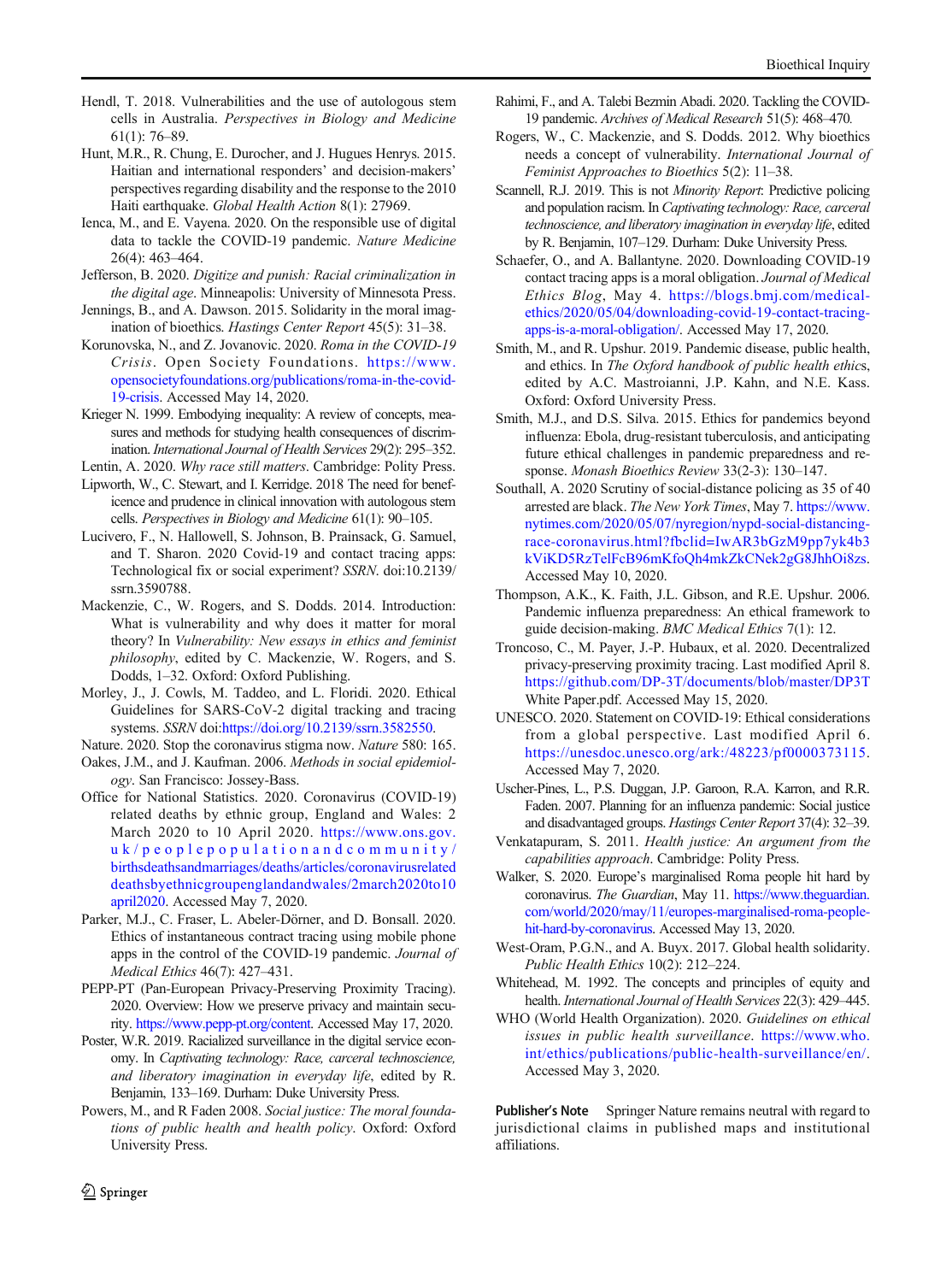Hendl, T. 2018. Vulnerabilities and the use of autologous stem cells in Australia. *Perspectives in Biology and Medicine* 61(1): 76–89.

Hunt, M.R., R. Chung, E. Durocher, and J. Hugues Henrys. 2015. Haitian and international responders' and decision-makers' perspectives regarding disability and the response to the 2010 Haiti earthquake. *Global Health Action* 8(1): 27969.

Ienca, M., and E. Vayena. 2020. On the responsible use of digital data to tackle the COVID-19 pandemic. *Nature Medicine* 26(4): 463–464.

Jefferson, B. 2020. *Digitize and punish: Racial criminalization in the digital age*. Minneapolis: University of Minnesota Press.

Jennings, B., and A. Dawson. 2015. Solidarity in the moral imagination of bioethics. *Hastings Center Report* 45(5): 31–38.

Korunovska, N., and Z. Jovanovic. 2020. *Roma in the COVID-19 Crisis*. Open Society Foundations. https://www.opensocietyfoundations.org/publications/roma-in-the-covid-19-crisis. Accessed May 14, 2020.

Krieger N. 1999. Embodying inequality: A review of concepts, measures and methods for studying health consequences of discrimination. *International Journal of Health Services* 29(2): 295–352.

Lentin, A. 2020. *Why race still matters*. Cambridge: Polity Press.

Lipworth, W., C. Stewart, and I. Kerridge. 2018 The need for beneficence and prudence in clinical innovation with autologous stem cells. *Perspectives in Biology and Medicine* 61(1): 90–105.

Lucivero, F., N. Hallowell, S. Johnson, B. Prainsack, G. Samuel, and T. Sharon. 2020 Covid-19 and contact tracing apps: Technological fix or social experiment? *SSRN*. doi:10.2139/ssrn.3590788.

Mackenzie, C., W. Rogers, and S. Dodds. 2014. Introduction: What is vulnerability and why does it matter for moral theory? In *Vulnerability: New essays in ethics and feminist philosophy*, edited by C. Mackenzie, W. Rogers, and S. Dodds, 1–32. Oxford: Oxford Publishing.

Morley, J., J. Cowls, M. Taddeo, and L. Floridi. 2020. Ethical Guidelines for SARS-CoV-2 digital tracking and tracing systems. *SSRN* doi:https://doi.org/10.2139/ssrn.3582550.

Nature. 2020. Stop the coronavirus stigma now. *Nature* 580: 165.

Oakes, J.M., and J. Kaufman. 2006. *Methods in social epidemiology*. San Francisco: Jossey-Bass.

Office for National Statistics. 2020. Coronavirus (COVID-19) related deaths by ethnic group, England and Wales: 2 March 2020 to 10 April 2020. https://www.ons.gov.uk/peoplepopulationandcommunity/birthsdeathsandmarriages/deaths/articles/coronavirusrelateddeathsbyethnicgroupenglandandwales/2march2020to10april2020. Accessed May 7, 2020.

Parker, M.J., C. Fraser, L. Abeler-Dörner, and D. Bonsall. 2020. Ethics of instantaneous contract tracing using mobile phone apps in the control of the COVID-19 pandemic. *Journal of Medical Ethics* 46(7): 427–431.

PEPP-PT (Pan-European Privacy-Preserving Proximity Tracing). 2020. Overview: How we preserve privacy and maintain security. https://www.pepp-pt.org/content. Accessed May 17, 2020.

Poster, W.R. 2019. Racialized surveillance in the digital service economy. In *Captivating technology: Race, carceral technoscience, and liberatory imagination in everyday life*, edited by R. Benjamin, 133–169. Durham: Duke University Press.

Powers, M., and R Faden 2008. *Social justice: The moral foundations of public health and health policy*. Oxford: Oxford University Press.

Rahimi, F., and A. Talebi Bezmin Abadi. 2020. Tackling the COVID-19 pandemic. *Archives of Medical Research* 51(5): 468–470.

Rogers, W., C. Mackenzie, and S. Dodds. 2012. Why bioethics needs a concept of vulnerability. *International Journal of Feminist Approaches to Bioethics* 5(2): 11–38.

Scannell, R.J. 2019. This is not *Minority Report*: Predictive policing and population racism. In *Captivating technology: Race, carceral technoscience, and liberatory imagination in everyday life*, edited by R. Benjamin, 107–129. Durham: Duke University Press.

Schaefer, O., and A. Ballantyne. 2020. Downloading COVID-19 contact tracing apps is a moral obligation. *Journal of Medical Ethics Blog*, May 4. https://blogs.bmj.com/medical-ethics/2020/05/04/downloading-covid-19-contact-tracing-apps-is-a-moral-obligation/. Accessed May 17, 2020.

Smith, M., and R. Upshur. 2019. Pandemic disease, public health, and ethics. In *The Oxford handbook of public health ethics*, edited by A.C. Mastroianni, J.P. Kahn, and N.E. Kass. Oxford: Oxford University Press.

Smith, M.J., and D.S. Silva. 2015. Ethics for pandemics beyond influenza: Ebola, drug-resistant tuberculosis, and anticipating future ethical challenges in pandemic preparedness and response. *Monash Bioethics Review* 33(2-3): 130–147.

Southall, A. 2020 Scrutiny of social-distance policing as 35 of 40 arrested are black. *The New York Times*, May 7. https://www.nytimes.com/2020/05/07/nyregion/nypd-social-distancing-race-coronavirus.html?fbclid=IwAR3bGzM9pp7yk4b3kViKD5RzTelFcB96mKfoQh4mkZkCNek2gG8JhhOi8zs. Accessed May 10, 2020.

Thompson, A.K., K. Faith, J.L. Gibson, and R.E. Upshur. 2006. Pandemic influenza preparedness: An ethical framework to guide decision-making. *BMC Medical Ethics* 7(1): 12.

Troncoso, C., M. Payer, J.-P. Hubaux, et al. 2020. Decentralized privacy-preserving proximity tracing. Last modified April 8. https://github.com/DP-3T/documents/blob/master/DP3T White Paper.pdf. Accessed May 15, 2020.

UNESCO. 2020. Statement on COVID-19: Ethical considerations from a global perspective. Last modified April 6. https://unesdoc.unesco.org/ark:/48223/pf0000373115. Accessed May 7, 2020.

Uscher-Pines, L., P.S. Duggan, J.P. Garoon, R.A. Karron, and R.R. Faden. 2007. Planning for an influenza pandemic: Social justice and disadvantaged groups. *Hastings Center Report* 37(4): 32–39.

Venkatapuram, S. 2011. *Health justice: An argument from the capabilities approach*. Cambridge: Polity Press.

Walker, S. 2020. Europe's marginalised Roma people hit hard by coronavirus. *The Guardian*, May 11. https://www.theguardian.com/world/2020/may/11/europes-marginalised-roma-people-hit-hard-by-coronavirus. Accessed May 13, 2020.

West-Oram, P.G.N., and A. Buyx. 2017. Global health solidarity. *Public Health Ethics* 10(2): 212–224.

Whitehead, M. 1992. The concepts and principles of equity and health. *International Journal of Health Services* 22(3): 429–445.

WHO (World Health Organization). 2020. *Guidelines on ethical issues in public health surveillance*. https://www.who.int/ethics/publications/public-health-surveillance/en/. Accessed May 3, 2020.

**Publisher's Note** Springer Nature remains neutral with regard to jurisdictional claims in published maps and institutional affiliations.